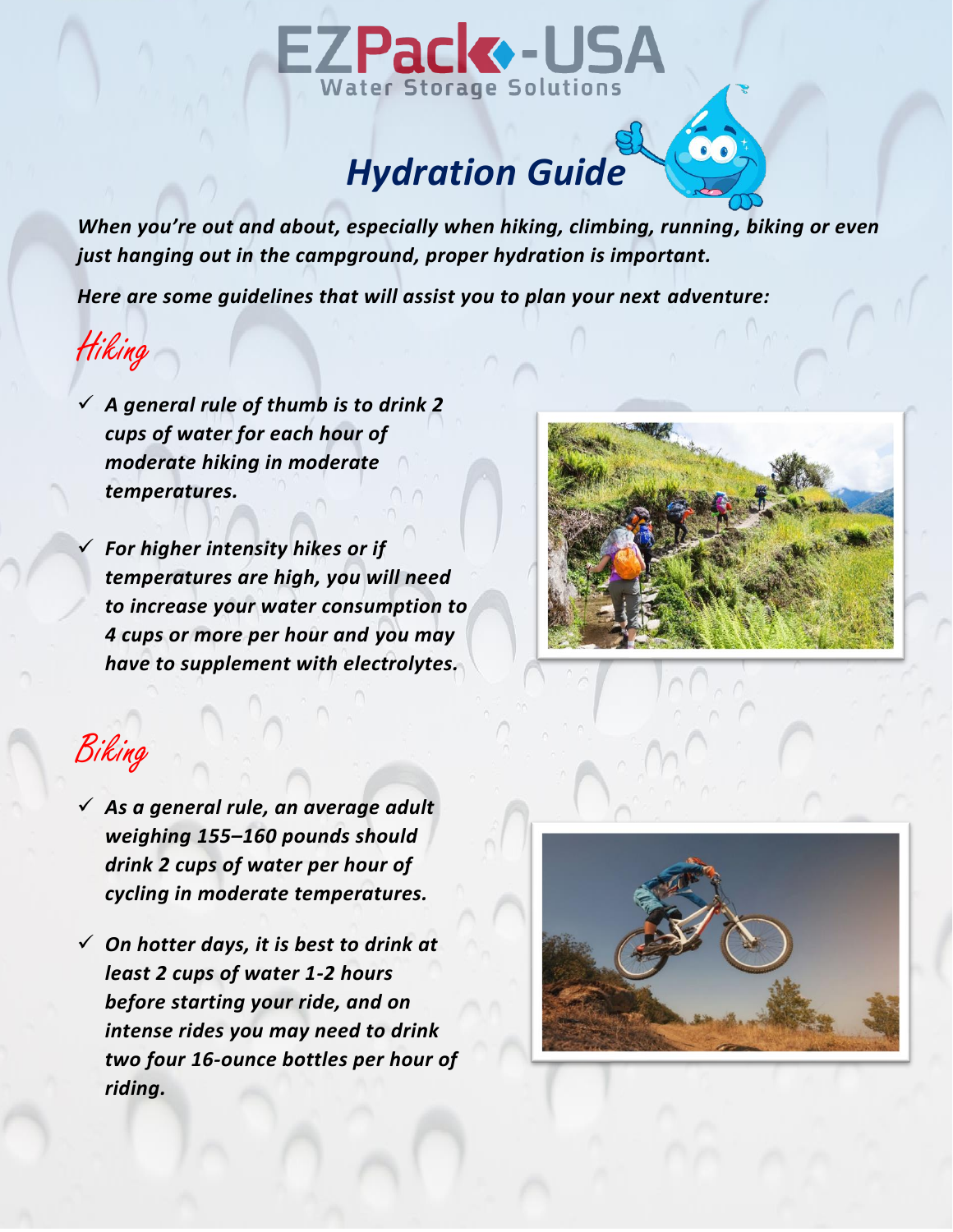# EZPack-USA

Water Storage Solutions

## *Hydration Guide*

***When you're out and about, especially when hiking, climbing, running, biking or even just hanging out in the campground, proper hydration is important.***

***Here are some guidelines that will assist you to plan your next adventure:***

## Hiking

- ✓ ***A general rule of thumb is to drink 2 cups of water for each hour of moderate hiking in moderate temperatures.***
- ✓ ***For higher intensity hikes or if temperatures are high, you will need to increase your water consumption to 4 cups or more per hour and you may have to supplement with electrolytes.***

## Biking

- ✓ ***As a general rule, an average adult weighing 155–160 pounds should drink 2 cups of water per hour of cycling in moderate temperatures.***
- ✓ ***On hotter days, it is best to drink at least 2 cups of water 1-2 hours before starting your ride, and on intense rides you may need to drink two four 16-ounce bottles per hour of riding.***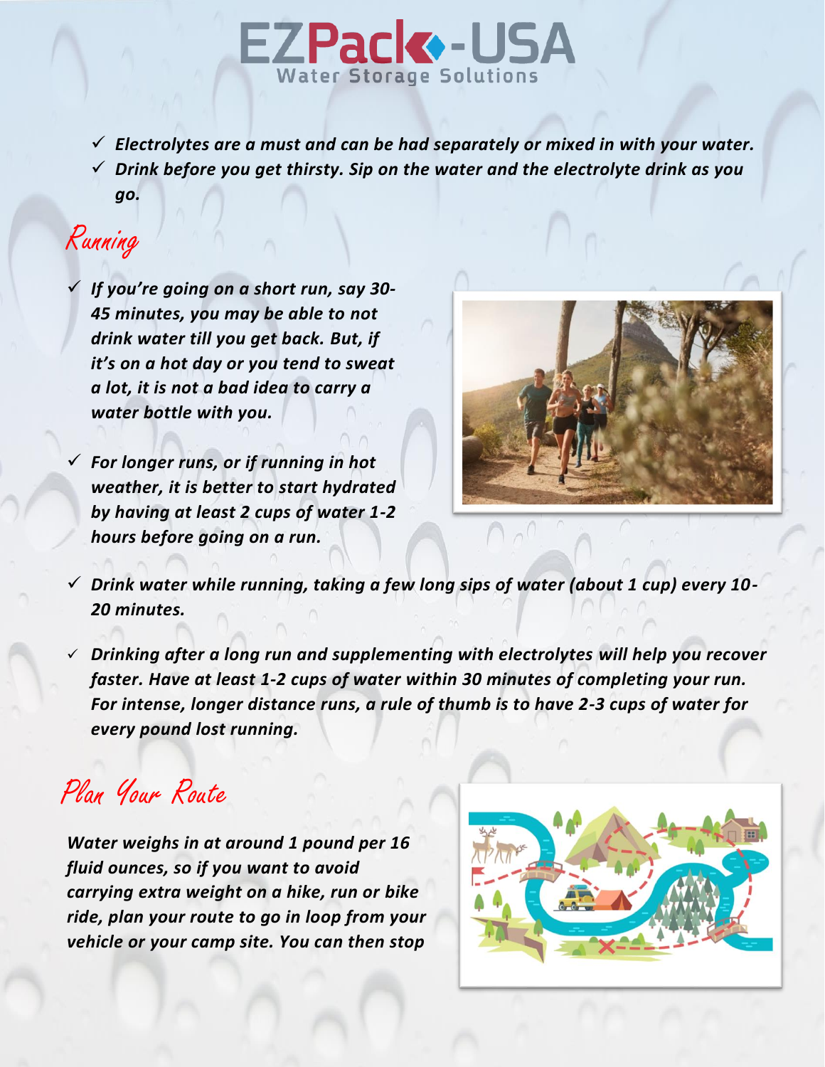- ***Electrolytes are a must and can be had separately or mixed in with your water.***
- ***Drink before you get thirsty. Sip on the water and the electrolyte drink as you go.***

## Running

- ***If you're going on a short run, say 30-45 minutes, you may be able to not drink water till you get back. But, if it's on a hot day or you tend to sweat a lot, it is not a bad idea to carry a water bottle with you.***
- ***For longer runs, or if running in hot weather, it is better to start hydrated by having at least 2 cups of water 1-2 hours before going on a run.***
- ***Drink water while running, taking a few long sips of water (about 1 cup) every 10-20 minutes.***
- ***Drinking after a long run and supplementing with electrolytes will help you recover faster. Have at least 1-2 cups of water within 30 minutes of completing your run. For intense, longer distance runs, a rule of thumb is to have 2-3 cups of water for every pound lost running.***

## Plan Your Route

***Water weighs in at around 1 pound per 16 fluid ounces, so if you want to avoid carrying extra weight on a hike, run or bike ride, plan your route to go in loop from your vehicle or your camp site. You can then stop***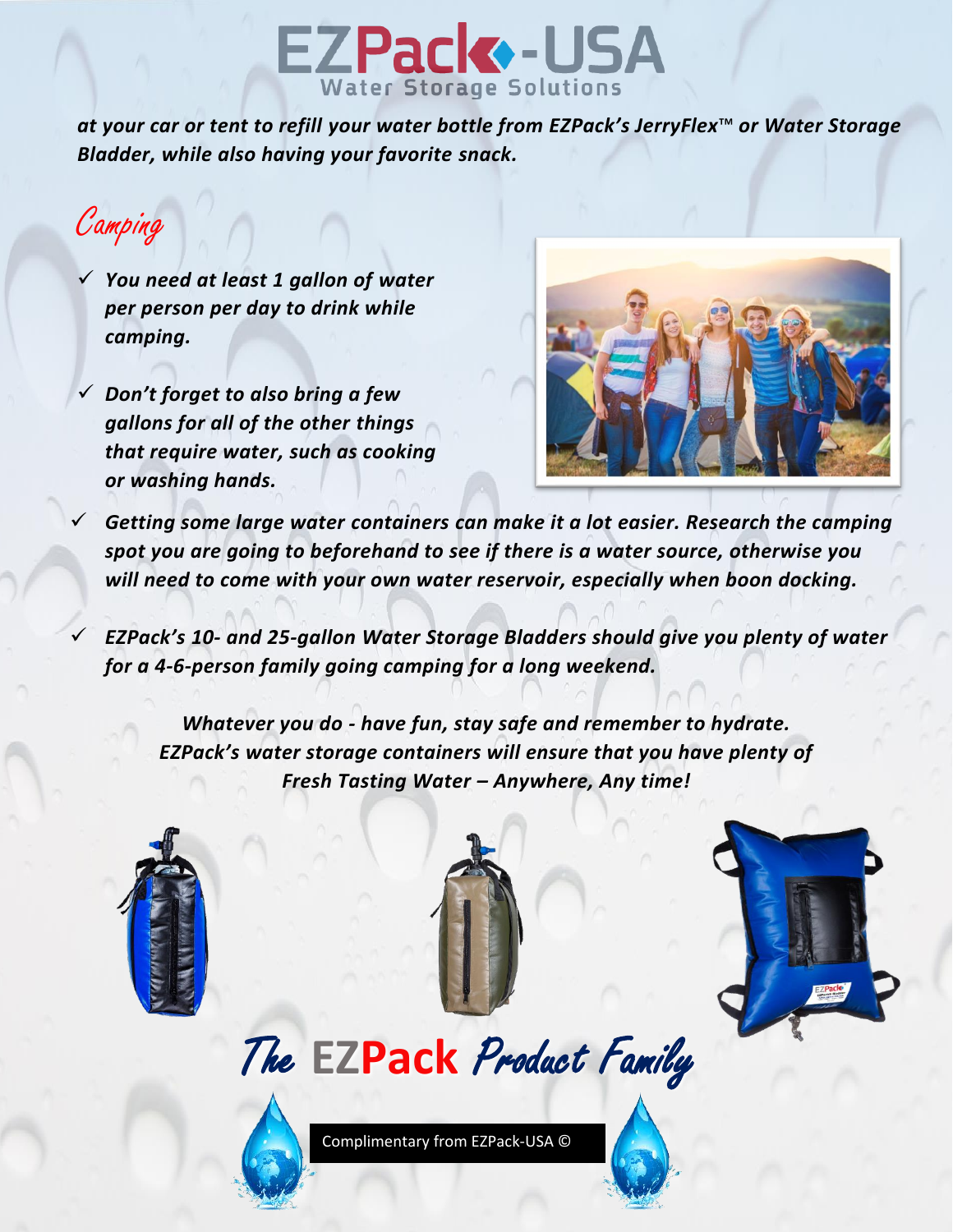*at your car or tent to refill your water bottle from EZPack's JerryFlex™ or Water Storage Bladder, while also having your favorite snack.*

## Camping

- ✓ ***You need at least 1 gallon of water per person per day to drink while camping.***
- ✓ ***Don't forget to also bring a few gallons for all of the other things that require water, such as cooking or washing hands.***
- ✓ ***Getting some large water containers can make it a lot easier. Research the camping spot you are going to beforehand to see if there is a water source, otherwise you will need to come with your own water reservoir, especially when boon docking.***
- ✓ ***EZPack's 10- and 25-gallon Water Storage Bladders should give you plenty of water for a 4-6-person family going camping for a long weekend.***

***Whatever you do - have fun, stay safe and remember to hydrate. EZPack's water storage containers will ensure that you have plenty of Fresh Tasting Water – Anywhere, Any time!***

## The EZPack Product Family

Complimentary from EZPack-USA ©